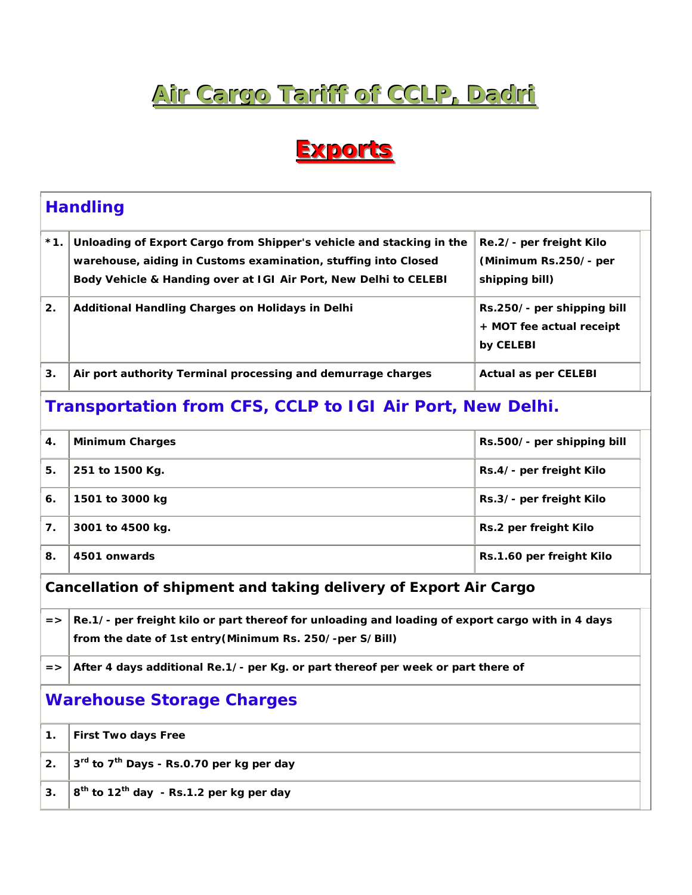# Air Cargo Tariff of CCLP, Dadri

## Exports

### Handling

| | | |
|---|---|---|
| *1. | Unloading of Export Cargo from Shipper's vehicle and stacking in the warehouse, aiding in Customs examination, stuffing into Closed Body Vehicle & Handing over at IGI Air Port, New Delhi to CELEBI | Re.2/- per freight Kilo (Minimum Rs.250/- per shipping bill) |
| 2. | Additional Handling Charges on Holidays in Delhi | Rs.250/- per shipping bill + MOT fee actual receipt by CELEBI |
| 3. | Air port authority Terminal processing and demurrage charges | Actual as per CELEBI |

### Transportation from CFS, CCLP to IGI Air Port, New Delhi.

| | | |
|---|---|---|
| 4. | Minimum Charges | Rs.500/- per shipping bill |
| 5. | 251 to 1500 Kg. | Rs.4/- per freight Kilo |
| 6. | 1501 to 3000 kg | Rs.3/- per freight Kilo |
| 7. | 3001 to 4500 kg. | Rs.2 per freight Kilo |
| 8. | 4501 onwards | Rs.1.60 per freight Kilo |

### Cancellation of shipment and taking delivery of Export Air Cargo

| | |
|---|---|
| => | Re.1/- per freight kilo or part thereof for unloading and loading of export cargo with in 4 days from the date of 1st entry(Minimum Rs. 250/-per S/Bill) |
| => | After 4 days additional Re.1/- per Kg. or part thereof per week or part there of |

### Warehouse Storage Charges

| | |
|---|---|
| 1. | First Two days Free |
| 2. | 3rd to 7th Days - Rs.0.70 per kg per day |
| 3. | 8th to 12th day - Rs.1.2 per kg per day |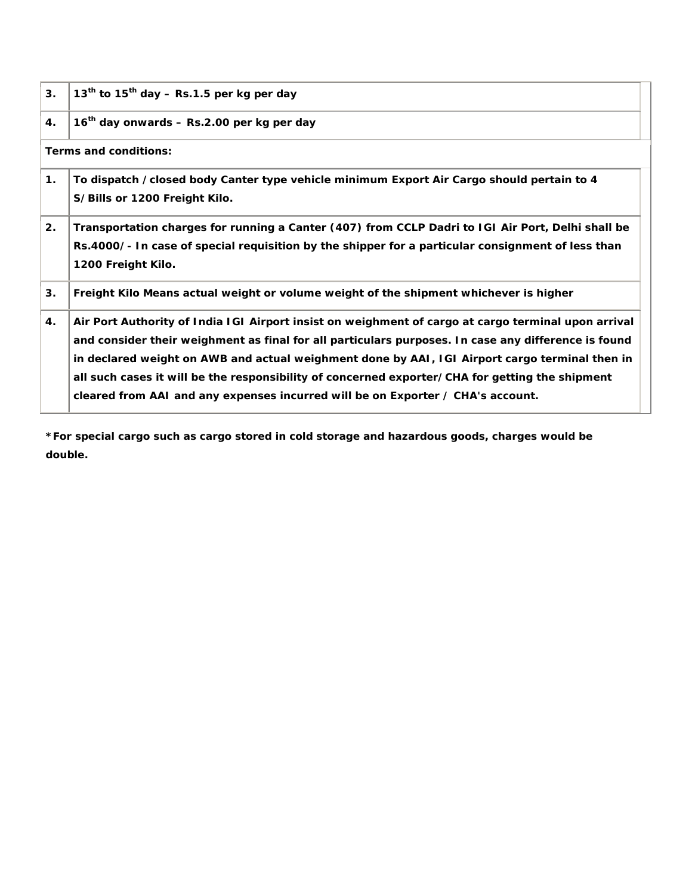| | |
|---|---|
| **3.** | **13th to 15th day – Rs.1.5 per kg per day** |
| **4.** | **16th day onwards – Rs.2.00 per kg per day** |
| **Terms and conditions:** | |
| **1.** | **To dispatch /closed body Canter type vehicle minimum Export Air Cargo should pertain to 4 S/Bills or 1200 Freight Kilo.** |
| **2.** | **Transportation charges for running a Canter (407) from CCLP Dadri to IGI Air Port, Delhi shall be Rs.4000/- In case of special requisition by the shipper for a particular consignment of less than 1200 Freight Kilo.** |
| **3.** | **Freight Kilo Means actual weight or volume weight of the shipment whichever is higher** |
| **4.** | **Air Port Authority of India IGI Airport insist on weighment of cargo at cargo terminal upon arrival and consider their weighment as final for all particulars purposes. In case any difference is found in declared weight on AWB and actual weighment done by AAI, IGI Airport cargo terminal then in all such cases it will be the responsibility of concerned exporter/CHA for getting the shipment cleared from AAI and any expenses incurred will be on Exporter / CHA's account.** |

**\*For special cargo such as cargo stored in cold storage and hazardous goods, charges would be double.**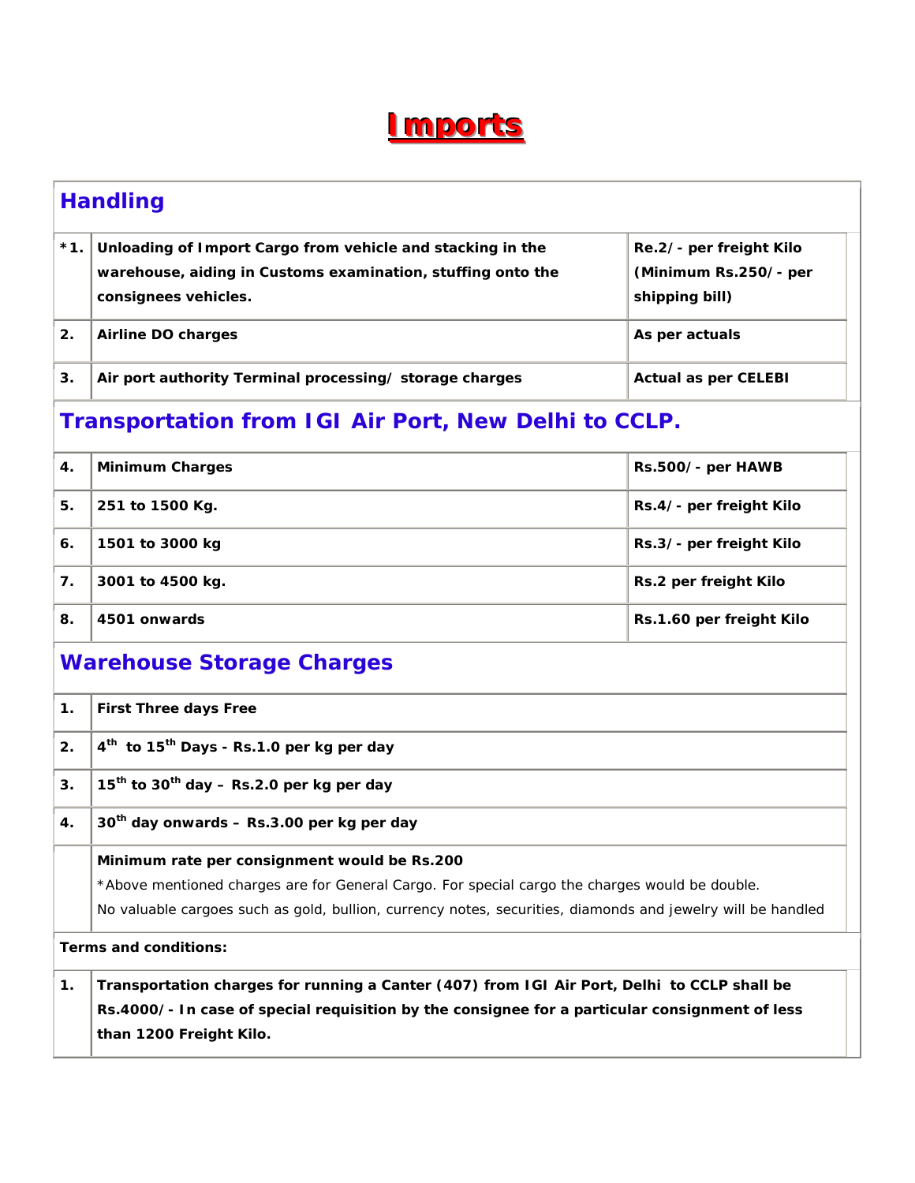# Imports

## Handling

| | | |
|---|---|---|
| *1. | **Unloading of Import Cargo from vehicle and stacking in the warehouse, aiding in Customs examination, stuffing onto the consignees vehicles.** | **Re.2/- per freight Kilo (Minimum Rs.250/- per shipping bill)** |
| 2. | **Airline DO charges** | **As per actuals** |
| 3. | **Air port authority Terminal processing/ storage charges** | **Actual as per CELEBI** |

## Transportation from IGI Air Port, New Delhi to CCLP.

| | | |
|---|---|---|
| 4. | **Minimum Charges** | **Rs.500/- per HAWB** |
| 5. | **251 to 1500 Kg.** | **Rs.4/- per freight Kilo** |
| 6. | **1501 to 3000 kg** | **Rs.3/- per freight Kilo** |
| 7. | **3001 to 4500 kg.** | **Rs.2 per freight Kilo** |
| 8. | **4501 onwards** | **Rs.1.60 per freight Kilo** |

## Warehouse Storage Charges

| | |
|---|---|
| 1. | **First Three days Free** |
| 2. | **4th to 15th Days - Rs.1.0 per kg per day** |
| 3. | **15th to 30th day – Rs.2.0 per kg per day** |
| 4. | **30th day onwards – Rs.3.00 per kg per day** |
| | **Minimum rate per consignment would be Rs.200**<br>*Above mentioned charges are for General Cargo. For special cargo the charges would be double.<br>No valuable cargoes such as gold, bullion, currency notes, securities, diamonds and jewelry will be handled |

**Terms and conditions:**

| | |
|---|---|
| 1. | **Transportation charges for running a Canter (407) from IGI Air Port, Delhi to CCLP shall be Rs.4000/- In case of special requisition by the consignee for a particular consignment of less than 1200 Freight Kilo.** |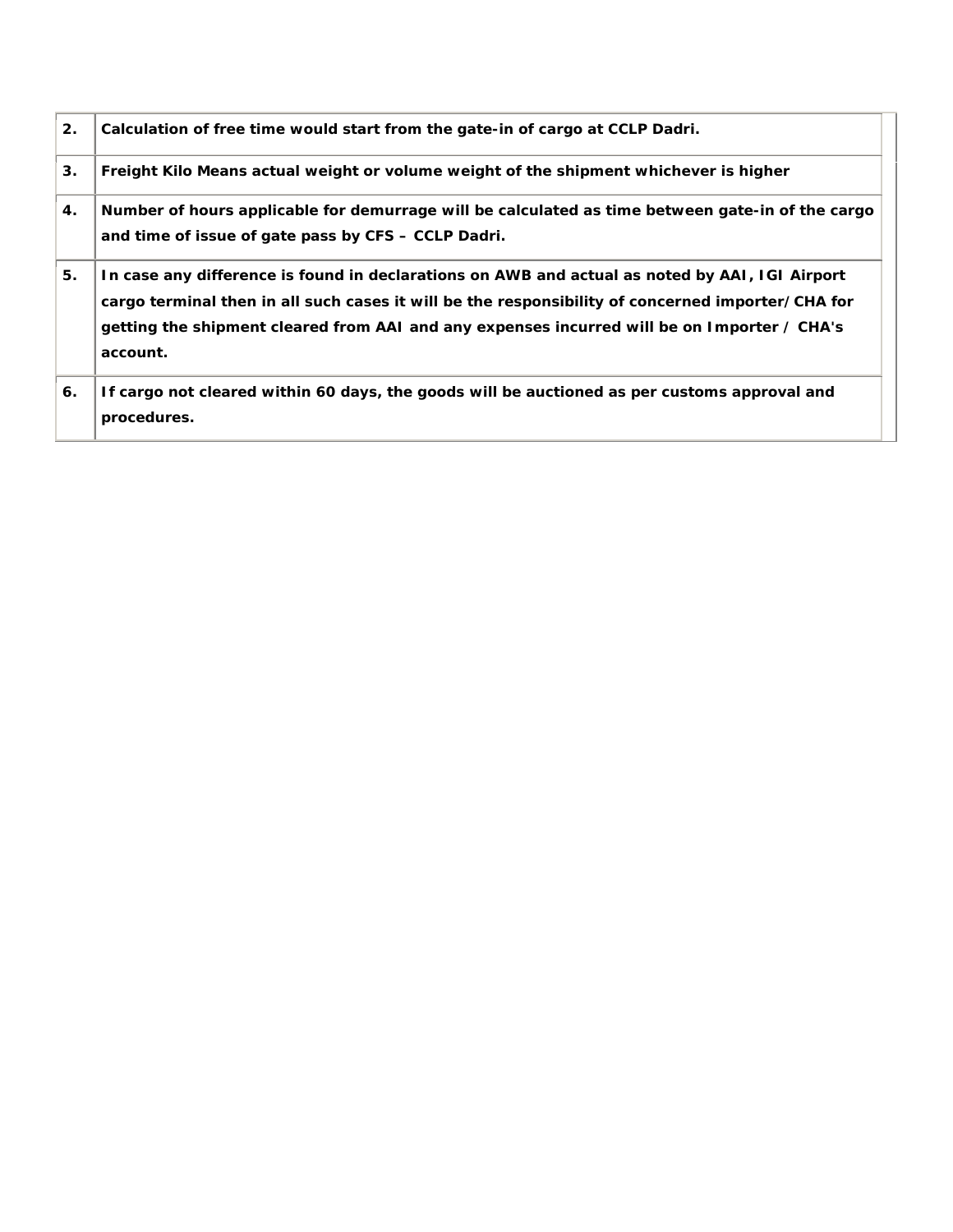| | |
|---|---|
| **2.** | **Calculation of free time would start from the gate-in of cargo at CCLP Dadri.** |
| **3.** | **Freight Kilo Means actual weight or volume weight of the shipment whichever is higher** |
| **4.** | **Number of hours applicable for demurrage will be calculated as time between gate-in of the cargo and time of issue of gate pass by CFS – CCLP Dadri.** |
| **5.** | **In case any difference is found in declarations on AWB and actual as noted by AAI, IGI Airport cargo terminal then in all such cases it will be the responsibility of concerned importer/CHA for getting the shipment cleared from AAI and any expenses incurred will be on Importer / CHA's account.** |
| **6.** | **If cargo not cleared within 60 days, the goods will be auctioned as per customs approval and procedures.** |